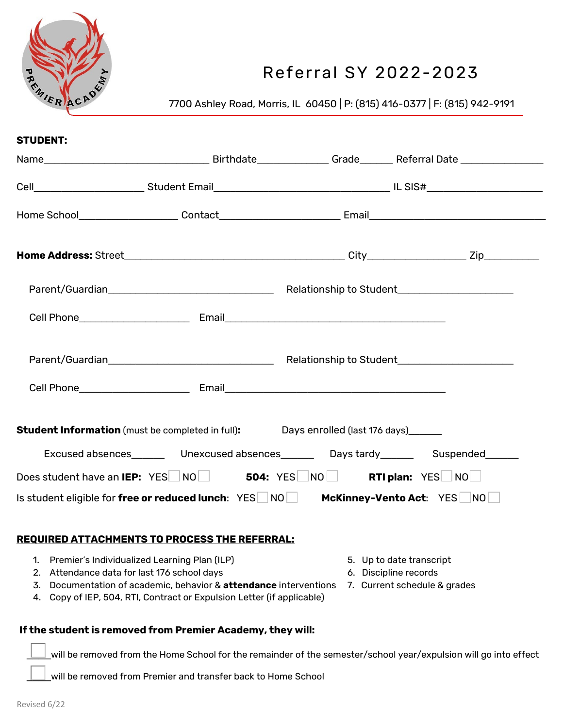# Referral SY 2022-2023

7700 Ashley Road, Morris, IL 60450 | P: (815) 416-0377 | F: (815) 942-9191

**STUDENT:**

Name________________________________ Birthdate______________ Grade______ Referral Date ________________

Cell_____________________ Student Email__________________________________ IL SIS#______________________

Home School___________________ Contact_______________________ Email__________________________________

**Home Address:** Street__________________________________________ City___________________ Zip__________

Parent/Guardian________________________________ Relationship to Student______________________

Cell Phone_____________________ Email__________________________________________

Parent/Guardian________________________________ Relationship to Student______________________

Cell Phone_____________________ Email__________________________________________

**Student Information** (must be completed in full)**:** Days enrolled (last 176 days)______

Excused absences______ Unexcused absences______ Days tardy______ Suspended______

Does student have an **IEP:** YES☐ NO☐ **504:** YES☐ NO☐ **RTI plan:** YES☐ NO☐

Is student eligible for **free or reduced lunch**: YES☐ NO☐ **McKinney-Vento Act**: YES☐ NO☐

**REQUIRED ATTACHMENTS TO PROCESS THE REFERRAL:**

1. Premier's Individualized Learning Plan (ILP)
2. Attendance data for last 176 school days
3. Documentation of academic, behavior & **attendance** interventions
4. Copy of IEP, 504, RTI, Contract or Expulsion Letter (if applicable)
5. Up to date transcript
6. Discipline records
7. Current schedule & grades

**If the student is removed from Premier Academy, they will:**

☐ will be removed from the Home School for the remainder of the semester/school year/expulsion will go into effect

☐ will be removed from Premier and transfer back to Home School

Revised 6/22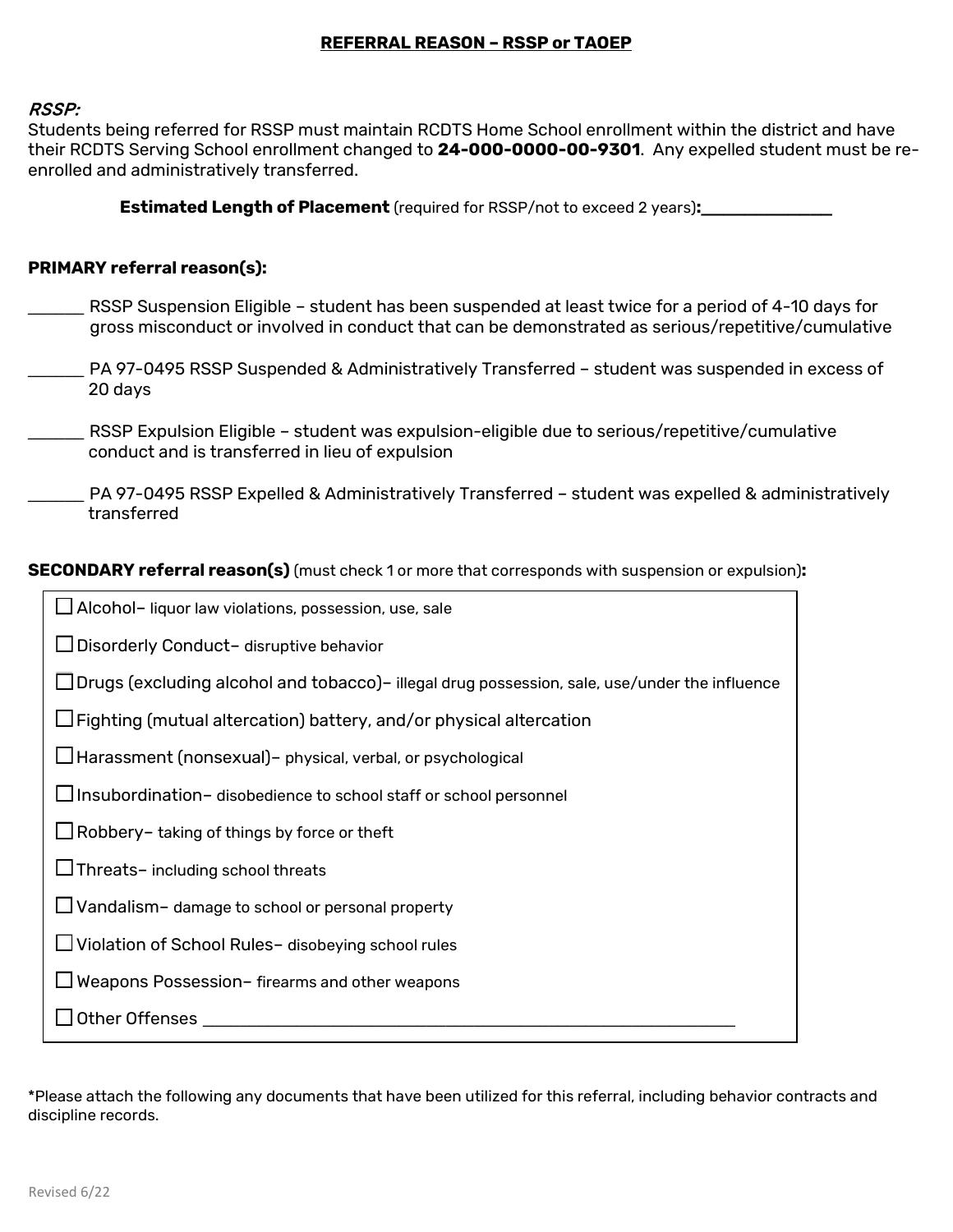## REFERRAL REASON – RSSP or TAOEP

*RSSP:*

Students being referred for RSSP must maintain RCDTS Home School enrollment within the district and have their RCDTS Serving School enrollment changed to **24-000-0000-00-9301**. Any expelled student must be re-enrolled and administratively transferred.

**Estimated Length of Placement** (required for RSSP/not to exceed 2 years)**:**______________

**PRIMARY referral reason(s):**

______ RSSP Suspension Eligible – student has been suspended at least twice for a period of 4-10 days for gross misconduct or involved in conduct that can be demonstrated as serious/repetitive/cumulative

______ PA 97-0495 RSSP Suspended & Administratively Transferred – student was suspended in excess of 20 days

______ RSSP Expulsion Eligible – student was expulsion-eligible due to serious/repetitive/cumulative conduct and is transferred in lieu of expulsion

______ PA 97-0495 RSSP Expelled & Administratively Transferred – student was expelled & administratively transferred

**SECONDARY referral reason(s)** (must check 1 or more that corresponds with suspension or expulsion)**:**

- ☐ Alcohol– liquor law violations, possession, use, sale
- ☐ Disorderly Conduct– disruptive behavior
- ☐ Drugs (excluding alcohol and tobacco)– illegal drug possession, sale, use/under the influence
- ☐ Fighting (mutual altercation) battery, and/or physical altercation
- ☐ Harassment (nonsexual)– physical, verbal, or psychological
- ☐ Insubordination– disobedience to school staff or school personnel
- ☐ Robbery– taking of things by force or theft
- ☐ Threats– including school threats
- ☐ Vandalism– damage to school or personal property
- ☐ Violation of School Rules– disobeying school rules
- ☐ Weapons Possession– firearms and other weapons
- ☐ Other Offenses ____________________________________________________________

*Please attach the following any documents that have been utilized for this referral, including behavior contracts and discipline records.

Revised 6/22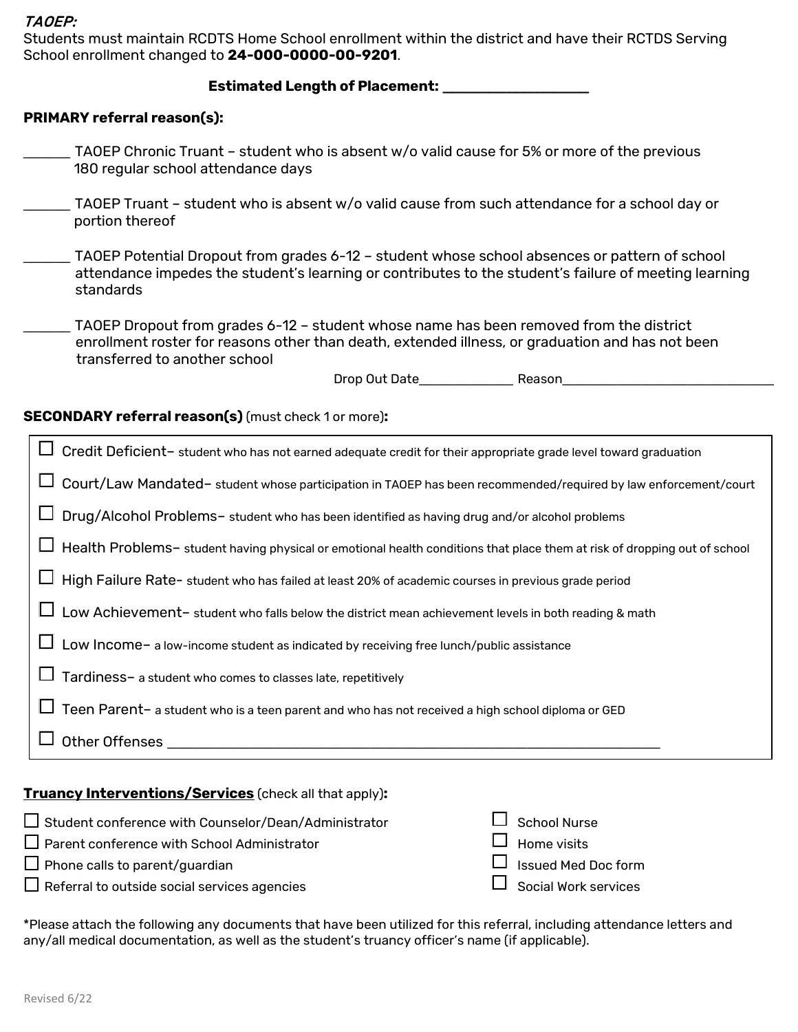*TAOEP:*

Students must maintain RCDTS Home School enrollment within the district and have their RCTDS Serving School enrollment changed to **24-000-0000-00-9201**.

**Estimated Length of Placement: ___________________**

**PRIMARY referral reason(s):**

______ TAOEP Chronic Truant – student who is absent w/o valid cause for 5% or more of the previous 180 regular school attendance days

______ TAOEP Truant – student who is absent w/o valid cause from such attendance for a school day or portion thereof

______ TAOEP Potential Dropout from grades 6-12 – student whose school absences or pattern of school attendance impedes the student's learning or contributes to the student's failure of meeting learning standards

______ TAOEP Dropout from grades 6-12 – student whose name has been removed from the district enrollment roster for reasons other than death, extended illness, or graduation and has not been transferred to another school

Drop Out Date______________ Reason_______________________________

**SECONDARY referral reason(s)** (must check 1 or more)**:**

- ☐ Credit Deficient– student who has not earned adequate credit for their appropriate grade level toward graduation
- ☐ Court/Law Mandated– student whose participation in TAOEP has been recommended/required by law enforcement/court
- ☐ Drug/Alcohol Problems– student who has been identified as having drug and/or alcohol problems
- ☐ Health Problems– student having physical or emotional health conditions that place them at risk of dropping out of school
- ☐ High Failure Rate- student who has failed at least 20% of academic courses in previous grade period
- ☐ Low Achievement– student who falls below the district mean achievement levels in both reading & math
- ☐ Low Income– a low-income student as indicated by receiving free lunch/public assistance
- ☐ Tardiness– a student who comes to classes late, repetitively
- ☐ Teen Parent– a student who is a teen parent and who has not received a high school diploma or GED
- ☐ Other Offenses ______________________________________________________________________

**Truancy Interventions/Services** (check all that apply)**:**

- ☐ Student conference with Counselor/Dean/Administrator
- ☐ Parent conference with School Administrator
- ☐ Phone calls to parent/guardian
- ☐ Referral to outside social services agencies
- ☐ School Nurse
- ☐ Home visits
- ☐ Issued Med Doc form
- ☐ Social Work services

*Please attach the following any documents that have been utilized for this referral, including attendance letters and any/all medical documentation, as well as the student's truancy officer's name (if applicable).

Revised 6/22